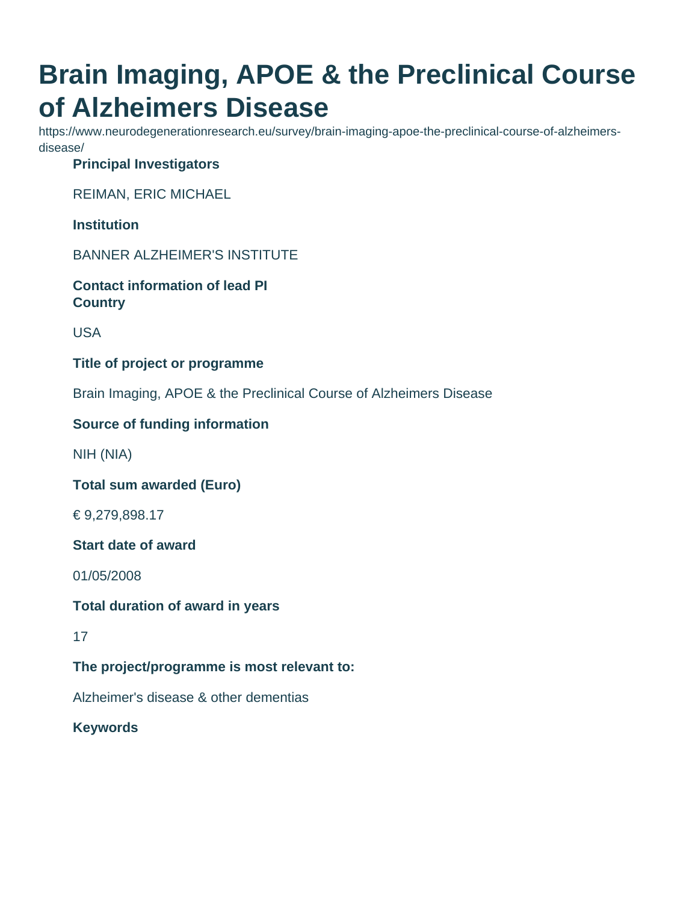# Brain Imaging, APOE & the Preclinical Course of Alzheimers Disease

https://www.neurodegenerationresearch.eu/survey/brain-imaging-apoe-the-preclinical-course-of-alzheimers-disease/

**Principal Investigators**

REIMAN, ERIC MICHAEL

**Institution**

BANNER ALZHEIMER'S INSTITUTE

**Contact information of lead PI**

**Country**

USA

**Title of project or programme**

Brain Imaging, APOE & the Preclinical Course of Alzheimers Disease

**Source of funding information**

NIH (NIA)

**Total sum awarded (Euro)**

€ 9,279,898.17

**Start date of award**

01/05/2008

**Total duration of award in years**

17

**The project/programme is most relevant to:**

Alzheimer's disease & other dementias

**Keywords**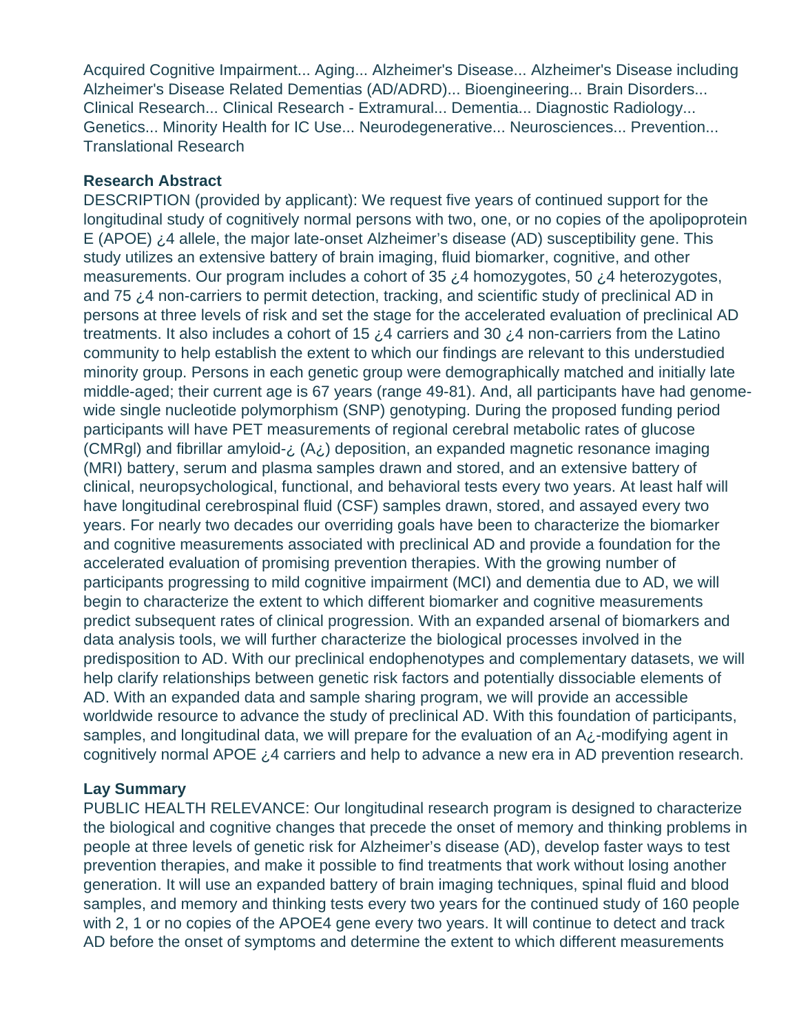Acquired Cognitive Impairment... Aging... Alzheimer's Disease... Alzheimer's Disease including Alzheimer's Disease Related Dementias (AD/ADRD)... Bioengineering... Brain Disorders... Clinical Research... Clinical Research - Extramural... Dementia... Diagnostic Radiology... Genetics... Minority Health for IC Use... Neurodegenerative... Neurosciences... Prevention... Translational Research

**Research Abstract**

DESCRIPTION (provided by applicant): We request five years of continued support for the longitudinal study of cognitively normal persons with two, one, or no copies of the apolipoprotein E (APOE) ¿4 allele, the major late-onset Alzheimer's disease (AD) susceptibility gene. This study utilizes an extensive battery of brain imaging, fluid biomarker, cognitive, and other measurements. Our program includes a cohort of 35 ¿4 homozygotes, 50 ¿4 heterozygotes, and 75 ¿4 non-carriers to permit detection, tracking, and scientific study of preclinical AD in persons at three levels of risk and set the stage for the accelerated evaluation of preclinical AD treatments. It also includes a cohort of 15 ¿4 carriers and 30 ¿4 non-carriers from the Latino community to help establish the extent to which our findings are relevant to this understudied minority group. Persons in each genetic group were demographically matched and initially late middle-aged; their current age is 67 years (range 49-81). And, all participants have had genome-wide single nucleotide polymorphism (SNP) genotyping. During the proposed funding period participants will have PET measurements of regional cerebral metabolic rates of glucose (CMRgl) and fibrillar amyloid-¿ (A¿) deposition, an expanded magnetic resonance imaging (MRI) battery, serum and plasma samples drawn and stored, and an extensive battery of clinical, neuropsychological, functional, and behavioral tests every two years. At least half will have longitudinal cerebrospinal fluid (CSF) samples drawn, stored, and assayed every two years. For nearly two decades our overriding goals have been to characterize the biomarker and cognitive measurements associated with preclinical AD and provide a foundation for the accelerated evaluation of promising prevention therapies. With the growing number of participants progressing to mild cognitive impairment (MCI) and dementia due to AD, we will begin to characterize the extent to which different biomarker and cognitive measurements predict subsequent rates of clinical progression. With an expanded arsenal of biomarkers and data analysis tools, we will further characterize the biological processes involved in the predisposition to AD. With our preclinical endophenotypes and complementary datasets, we will help clarify relationships between genetic risk factors and potentially dissociable elements of AD. With an expanded data and sample sharing program, we will provide an accessible worldwide resource to advance the study of preclinical AD. With this foundation of participants, samples, and longitudinal data, we will prepare for the evaluation of an A¿-modifying agent in cognitively normal APOE ¿4 carriers and help to advance a new era in AD prevention research.

**Lay Summary**

PUBLIC HEALTH RELEVANCE: Our longitudinal research program is designed to characterize the biological and cognitive changes that precede the onset of memory and thinking problems in people at three levels of genetic risk for Alzheimer's disease (AD), develop faster ways to test prevention therapies, and make it possible to find treatments that work without losing another generation. It will use an expanded battery of brain imaging techniques, spinal fluid and blood samples, and memory and thinking tests every two years for the continued study of 160 people with 2, 1 or no copies of the APOE4 gene every two years. It will continue to detect and track AD before the onset of symptoms and determine the extent to which different measurements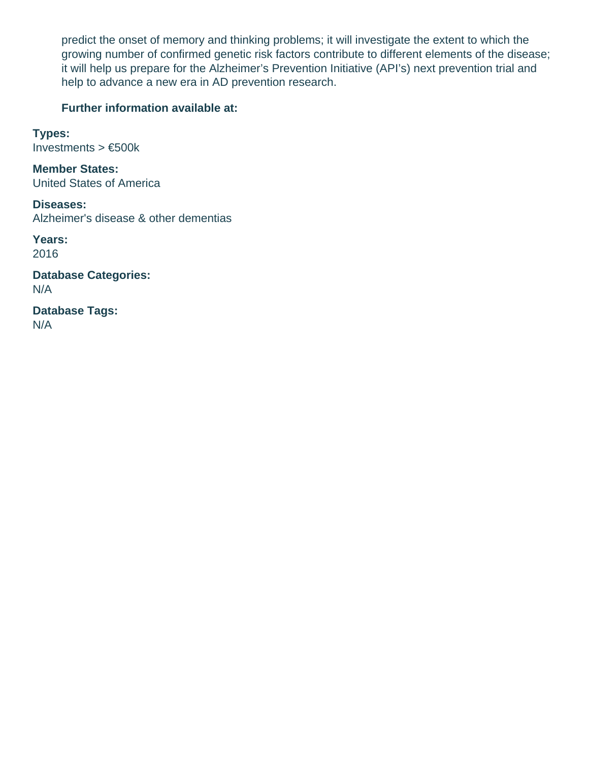predict the onset of memory and thinking problems; it will investigate the extent to which the growing number of confirmed genetic risk factors contribute to different elements of the disease; it will help us prepare for the Alzheimer's Prevention Initiative (API's) next prevention trial and help to advance a new era in AD prevention research.

**Further information available at:**

**Types:**
Investments > €500k

**Member States:**
United States of America

**Diseases:**
Alzheimer's disease & other dementias

**Years:**
2016

**Database Categories:**
N/A

**Database Tags:**
N/A